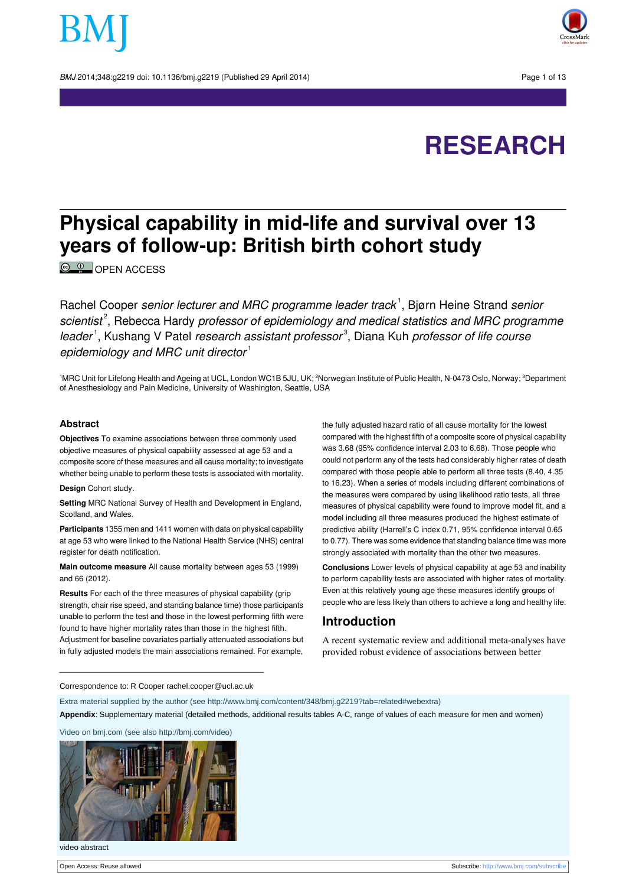# Physical capability in mid-life and survival over 13 years of follow-up: British birth cohort study

OPEN ACCESS

Rachel Cooper *senior lecturer and MRC programme leader track*[1], Bjørn Heine Strand *senior scientist*[2], Rebecca Hardy *professor of epidemiology and medical statistics and MRC programme leader*[1], Kushang V Patel *research assistant professor*[3], Diana Kuh *professor of life course epidemiology and MRC unit director*[1]

[1]MRC Unit for Lifelong Health and Ageing at UCL, London WC1B 5JU, UK; [2]Norwegian Institute of Public Health, N-0473 Oslo, Norway; [3]Department of Anesthesiology and Pain Medicine, University of Washington, Seattle, USA

## Abstract

**Objectives** To examine associations between three commonly used objective measures of physical capability assessed at age 53 and a composite score of these measures and all cause mortality; to investigate whether being unable to perform these tests is associated with mortality.

**Design** Cohort study.

**Setting** MRC National Survey of Health and Development in England, Scotland, and Wales.

**Participants** 1355 men and 1411 women with data on physical capability at age 53 who were linked to the National Health Service (NHS) central register for death notification.

**Main outcome measure** All cause mortality between ages 53 (1999) and 66 (2012).

**Results** For each of the three measures of physical capability (grip strength, chair rise speed, and standing balance time) those participants unable to perform the test and those in the lowest performing fifth were found to have higher mortality rates than those in the highest fifth. Adjustment for baseline covariates partially attenuated associations but in fully adjusted models the main associations remained. For example, the fully adjusted hazard ratio of all cause mortality for the lowest compared with the highest fifth of a composite score of physical capability was 3.68 (95% confidence interval 2.03 to 6.68). Those people who could not perform any of the tests had considerably higher rates of death compared with those people able to perform all three tests (8.40, 4.35 to 16.23). When a series of models including different combinations of the measures were compared by using likelihood ratio tests, all three measures of physical capability were found to improve model fit, and a model including all three measures produced the highest estimate of predictive ability (Harrell's C index 0.71, 95% confidence interval 0.65 to 0.77). There was some evidence that standing balance time was more strongly associated with mortality than the other two measures.

**Conclusions** Lower levels of physical capability at age 53 and inability to perform capability tests are associated with higher rates of mortality. Even at this relatively young age these measures identify groups of people who are less likely than others to achieve a long and healthy life.

## Introduction

A recent systematic review and additional meta-analyses have provided robust evidence of associations between better

---

Correspondence to: R Cooper rachel.cooper@ucl.ac.uk

Extra material supplied by the author (see http://www.bmj.com/content/348/bmj.g2219?tab=related#webextra)

**Appendix**: Supplementary material (detailed methods, additional results tables A-C, range of values of each measure for men and women)

Video on bmj.com (see also http://bmj.com/video)

video abstract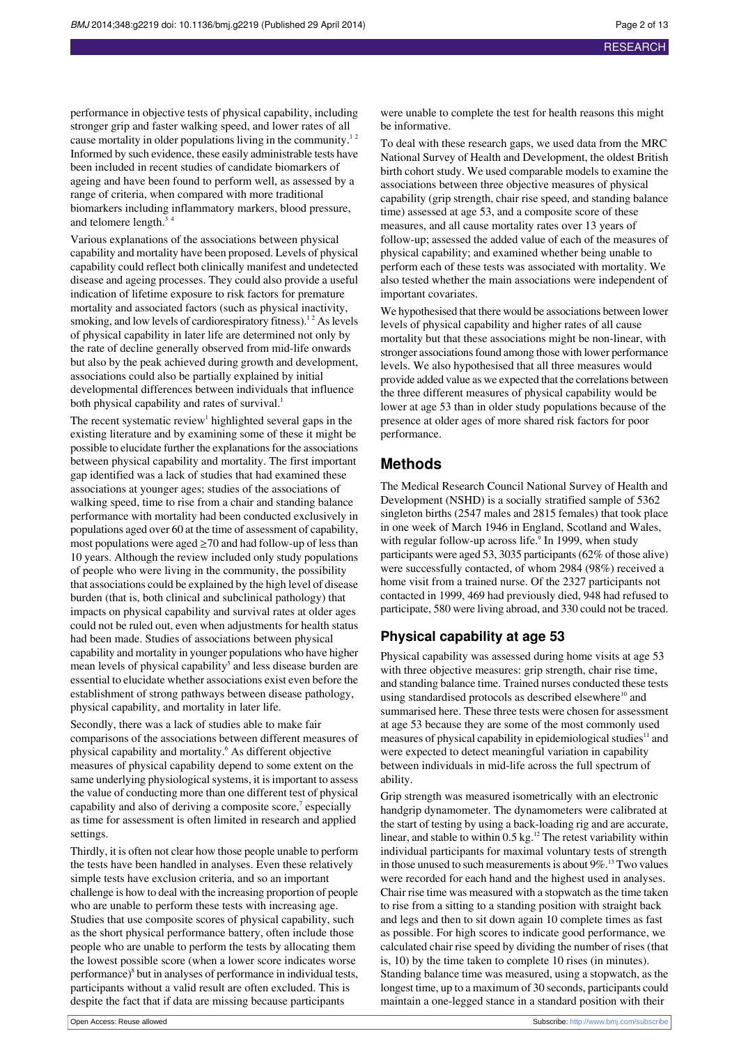performance in objective tests of physical capability, including stronger grip and faster walking speed, and lower rates of all cause mortality in older populations living in the community.[1 2] Informed by such evidence, these easily administrable tests have been included in recent studies of candidate biomarkers of ageing and have been found to perform well, as assessed by a range of criteria, when compared with more traditional biomarkers including inflammatory markers, blood pressure, and telomere length.[3 4]

Various explanations of the associations between physical capability and mortality have been proposed. Levels of physical capability could reflect both clinically manifest and undetected disease and ageing processes. They could also provide a useful indication of lifetime exposure to risk factors for premature mortality and associated factors (such as physical inactivity, smoking, and low levels of cardiorespiratory fitness).[1 2] As levels of physical capability in later life are determined not only by the rate of decline generally observed from mid-life onwards but also by the peak achieved during growth and development, associations could also be partially explained by initial developmental differences between individuals that influence both physical capability and rates of survival.[1]

The recent systematic review[1] highlighted several gaps in the existing literature and by examining some of these it might be possible to elucidate further the explanations for the associations between physical capability and mortality. The first important gap identified was a lack of studies that had examined these associations at younger ages; studies of the associations of walking speed, time to rise from a chair and standing balance performance with mortality had been conducted exclusively in populations aged over 60 at the time of assessment of capability, most populations were aged ≥70 and had follow-up of less than 10 years. Although the review included only study populations of people who were living in the community, the possibility that associations could be explained by the high level of disease burden (that is, both clinical and subclinical pathology) that impacts on physical capability and survival rates at older ages could not be ruled out, even when adjustments for health status had been made. Studies of associations between physical capability and mortality in younger populations who have higher mean levels of physical capability[5] and less disease burden are essential to elucidate whether associations exist even before the establishment of strong pathways between disease pathology, physical capability, and mortality in later life.

Secondly, there was a lack of studies able to make fair comparisons of the associations between different measures of physical capability and mortality.[6] As different objective measures of physical capability depend to some extent on the same underlying physiological systems, it is important to assess the value of conducting more than one different test of physical capability and also of deriving a composite score,[7] especially as time for assessment is often limited in research and applied settings.

Thirdly, it is often not clear how those people unable to perform the tests have been handled in analyses. Even these relatively simple tests have exclusion criteria, and so an important challenge is how to deal with the increasing proportion of people who are unable to perform these tests with increasing age. Studies that use composite scores of physical capability, such as the short physical performance battery, often include those people who are unable to perform the tests by allocating them the lowest possible score (when a lower score indicates worse performance)[8] but in analyses of performance in individual tests, participants without a valid result are often excluded. This is despite the fact that if data are missing because participants were unable to complete the test for health reasons this might be informative.

To deal with these research gaps, we used data from the MRC National Survey of Health and Development, the oldest British birth cohort study. We used comparable models to examine the associations between three objective measures of physical capability (grip strength, chair rise speed, and standing balance time) assessed at age 53, and a composite score of these measures, and all cause mortality rates over 13 years of follow-up; assessed the added value of each of the measures of physical capability; and examined whether being unable to perform each of these tests was associated with mortality. We also tested whether the main associations were independent of important covariates.

We hypothesised that there would be associations between lower levels of physical capability and higher rates of all cause mortality but that these associations might be non-linear, with stronger associations found among those with lower performance levels. We also hypothesised that all three measures would provide added value as we expected that the correlations between the three different measures of physical capability would be lower at age 53 than in older study populations because of the presence at older ages of more shared risk factors for poor performance.

## Methods

The Medical Research Council National Survey of Health and Development (NSHD) is a socially stratified sample of 5362 singleton births (2547 males and 2815 females) that took place in one week of March 1946 in England, Scotland and Wales, with regular follow-up across life.[9] In 1999, when study participants were aged 53, 3035 participants (62% of those alive) were successfully contacted, of whom 2984 (98%) received a home visit from a trained nurse. Of the 2327 participants not contacted in 1999, 469 had previously died, 948 had refused to participate, 580 were living abroad, and 330 could not be traced.

### Physical capability at age 53

Physical capability was assessed during home visits at age 53 with three objective measures: grip strength, chair rise time, and standing balance time. Trained nurses conducted these tests using standardised protocols as described elsewhere[10] and summarised here. These three tests were chosen for assessment at age 53 because they are some of the most commonly used measures of physical capability in epidemiological studies[11] and were expected to detect meaningful variation in capability between individuals in mid-life across the full spectrum of ability.

Grip strength was measured isometrically with an electronic handgrip dynamometer. The dynamometers were calibrated at the start of testing by using a back-loading rig and are accurate, linear, and stable to within 0.5 kg.[12] The retest variability within individual participants for maximal voluntary tests of strength in those unused to such measurements is about 9%.[13] Two values were recorded for each hand and the highest used in analyses. Chair rise time was measured with a stopwatch as the time taken to rise from a sitting to a standing position with straight back and legs and then to sit down again 10 complete times as fast as possible. For high scores to indicate good performance, we calculated chair rise speed by dividing the number of rises (that is, 10) by the time taken to complete 10 rises (in minutes). Standing balance time was measured, using a stopwatch, as the longest time, up to a maximum of 30 seconds, participants could maintain a one-legged stance in a standard position with their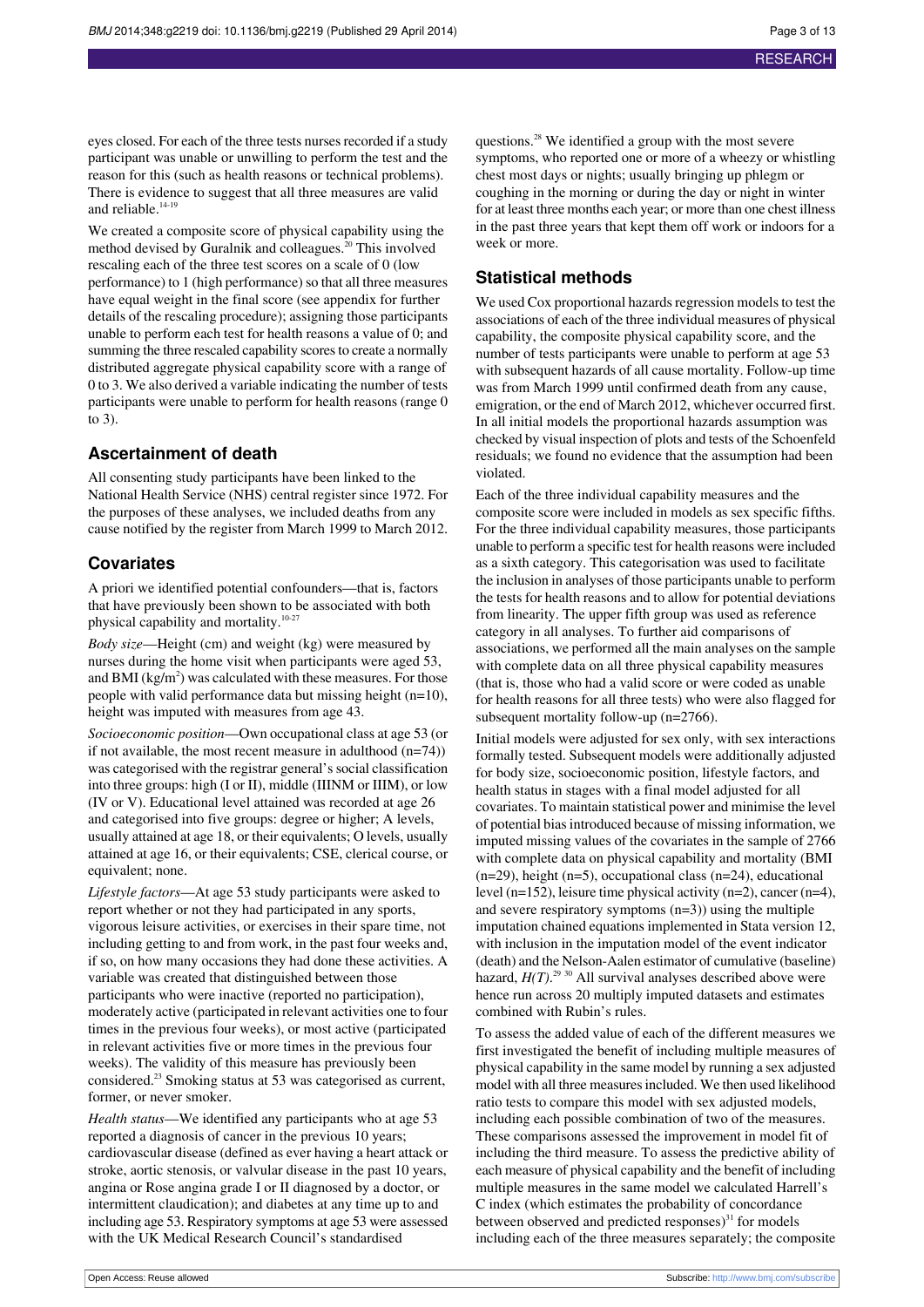eyes closed. For each of the three tests nurses recorded if a study participant was unable or unwilling to perform the test and the reason for this (such as health reasons or technical problems). There is evidence to suggest that all three measures are valid and reliable.[14-19]

We created a composite score of physical capability using the method devised by Guralnik and colleagues.[20] This involved rescaling each of the three test scores on a scale of 0 (low performance) to 1 (high performance) so that all three measures have equal weight in the final score (see appendix for further details of the rescaling procedure); assigning those participants unable to perform each test for health reasons a value of 0; and summing the three rescaled capability scores to create a normally distributed aggregate physical capability score with a range of 0 to 3. We also derived a variable indicating the number of tests participants were unable to perform for health reasons (range 0 to 3).

## Ascertainment of death

All consenting study participants have been linked to the National Health Service (NHS) central register since 1972. For the purposes of these analyses, we included deaths from any cause notified by the register from March 1999 to March 2012.

## Covariates

A priori we identified potential confounders—that is, factors that have previously been shown to be associated with both physical capability and mortality.[10-27]

*Body size*—Height (cm) and weight (kg) were measured by nurses during the home visit when participants were aged 53, and BMI (kg/m$^2$) was calculated with these measures. For those people with valid performance data but missing height (n=10), height was imputed with measures from age 43.

*Socioeconomic position*—Own occupational class at age 53 (or if not available, the most recent measure in adulthood (n=74)) was categorised with the registrar general's social classification into three groups: high (I or II), middle (IIINM or IIIM), or low (IV or V). Educational level attained was recorded at age 26 and categorised into five groups: degree or higher; A levels, usually attained at age 18, or their equivalents; O levels, usually attained at age 16, or their equivalents; CSE, clerical course, or equivalent; none.

*Lifestyle factors*—At age 53 study participants were asked to report whether or not they had participated in any sports, vigorous leisure activities, or exercises in their spare time, not including getting to and from work, in the past four weeks and, if so, on how many occasions they had done these activities. A variable was created that distinguished between those participants who were inactive (reported no participation), moderately active (participated in relevant activities one to four times in the previous four weeks), or most active (participated in relevant activities five or more times in the previous four weeks). The validity of this measure has previously been considered.[23] Smoking status at 53 was categorised as current, former, or never smoker.

*Health status*—We identified any participants who at age 53 reported a diagnosis of cancer in the previous 10 years; cardiovascular disease (defined as ever having a heart attack or stroke, aortic stenosis, or valvular disease in the past 10 years, angina or Rose angina grade I or II diagnosed by a doctor, or intermittent claudication); and diabetes at any time up to and including age 53. Respiratory symptoms at age 53 were assessed with the UK Medical Research Council's standardised questions.[28] We identified a group with the most severe symptoms, who reported one or more of a wheezy or whistling chest most days or nights; usually bringing up phlegm or coughing in the morning or during the day or night in winter for at least three months each year; or more than one chest illness in the past three years that kept them off work or indoors for a week or more.

## Statistical methods

We used Cox proportional hazards regression models to test the associations of each of the three individual measures of physical capability, the composite physical capability score, and the number of tests participants were unable to perform at age 53 with subsequent hazards of all cause mortality. Follow-up time was from March 1999 until confirmed death from any cause, emigration, or the end of March 2012, whichever occurred first. In all initial models the proportional hazards assumption was checked by visual inspection of plots and tests of the Schoenfeld residuals; we found no evidence that the assumption had been violated.

Each of the three individual capability measures and the composite score were included in models as sex specific fifths. For the three individual capability measures, those participants unable to perform a specific test for health reasons were included as a sixth category. This categorisation was used to facilitate the inclusion in analyses of those participants unable to perform the tests for health reasons and to allow for potential deviations from linearity. The upper fifth group was used as reference category in all analyses. To further aid comparisons of associations, we performed all the main analyses on the sample with complete data on all three physical capability measures (that is, those who had a valid score or were coded as unable for health reasons for all three tests) who were also flagged for subsequent mortality follow-up (n=2766).

Initial models were adjusted for sex only, with sex interactions formally tested. Subsequent models were additionally adjusted for body size, socioeconomic position, lifestyle factors, and health status in stages with a final model adjusted for all covariates. To maintain statistical power and minimise the level of potential bias introduced because of missing information, we imputed missing values of the covariates in the sample of 2766 with complete data on physical capability and mortality (BMI (n=29), height (n=5), occupational class (n=24), educational level (n=152), leisure time physical activity (n=2), cancer (n=4), and severe respiratory symptoms (n=3)) using the multiple imputation chained equations implemented in Stata version 12, with inclusion in the imputation model of the event indicator (death) and the Nelson-Aalen estimator of cumulative (baseline) hazard, $H(T)$.[29 30] All survival analyses described above were hence run across 20 multiply imputed datasets and estimates combined with Rubin's rules.

To assess the added value of each of the different measures we first investigated the benefit of including multiple measures of physical capability in the same model by running a sex adjusted model with all three measures included. We then used likelihood ratio tests to compare this model with sex adjusted models, including each possible combination of two of the measures. These comparisons assessed the improvement in model fit of including the third measure. To assess the predictive ability of each measure of physical capability and the benefit of including multiple measures in the same model we calculated Harrell's C index (which estimates the probability of concordance between observed and predicted responses)[31] for models including each of the three measures separately; the composite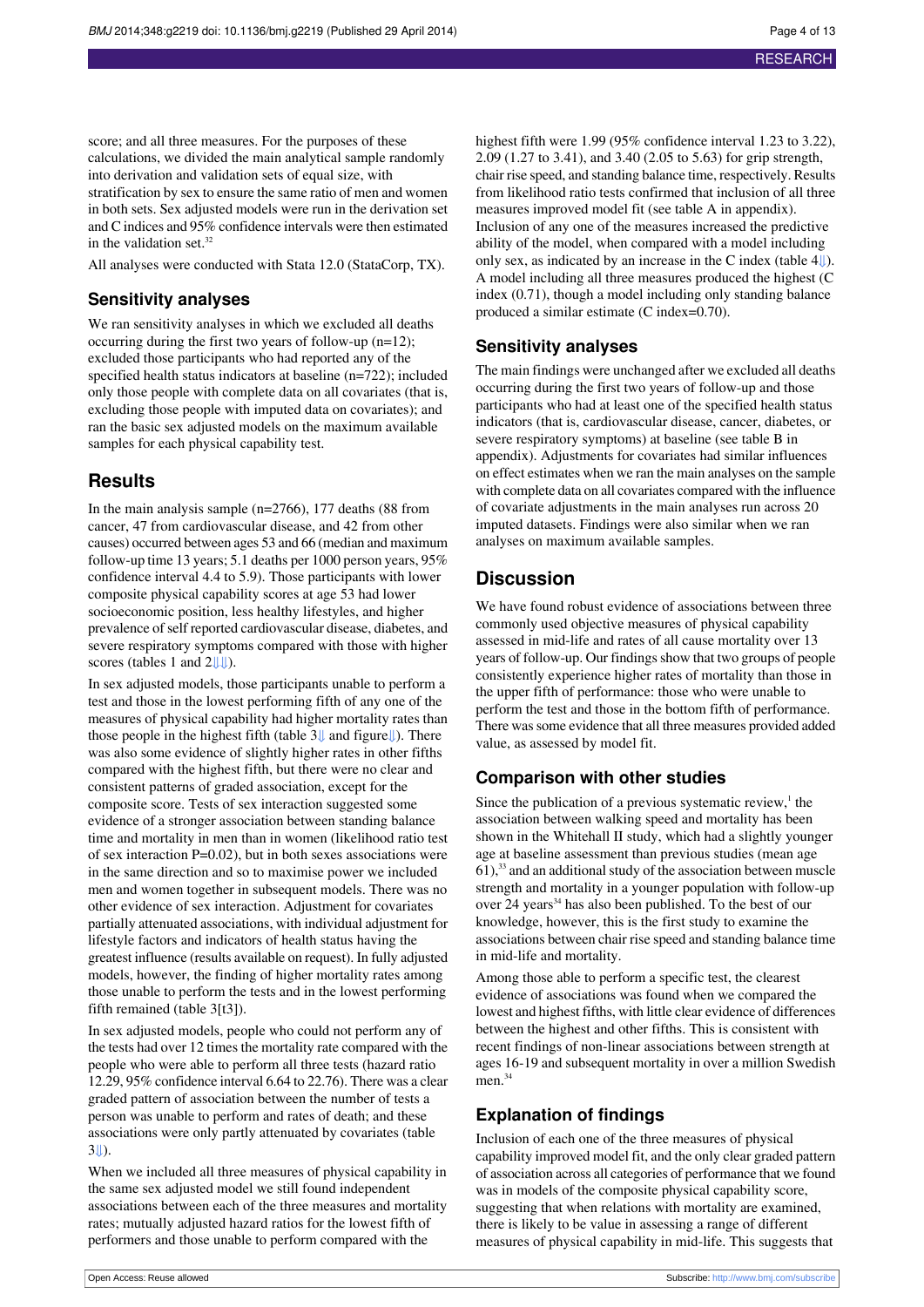score; and all three measures. For the purposes of these calculations, we divided the main analytical sample randomly into derivation and validation sets of equal size, with stratification by sex to ensure the same ratio of men and women in both sets. Sex adjusted models were run in the derivation set and C indices and 95% confidence intervals were then estimated in the validation set.[32]

All analyses were conducted with Stata 12.0 (StataCorp, TX).

## Sensitivity analyses

We ran sensitivity analyses in which we excluded all deaths occurring during the first two years of follow-up (n=12); excluded those participants who had reported any of the specified health status indicators at baseline (n=722); included only those people with complete data on all covariates (that is, excluding those people with imputed data on covariates); and ran the basic sex adjusted models on the maximum available samples for each physical capability test.

# Results

In the main analysis sample (n=2766), 177 deaths (88 from cancer, 47 from cardiovascular disease, and 42 from other causes) occurred between ages 53 and 66 (median and maximum follow-up time 13 years; 5.1 deaths per 1000 person years, 95% confidence interval 4.4 to 5.9). Those participants with lower composite physical capability scores at age 53 had lower socioeconomic position, less healthy lifestyles, and higher prevalence of self reported cardiovascular disease, diabetes, and severe respiratory symptoms compared with those with higher scores (tables 1 and 2⇓⇓).

In sex adjusted models, those participants unable to perform a test and those in the lowest performing fifth of any one of the measures of physical capability had higher mortality rates than those people in the highest fifth (table 3⇓ and figure⇓). There was also some evidence of slightly higher rates in other fifths compared with the highest fifth, but there were no clear and consistent patterns of graded association, except for the composite score. Tests of sex interaction suggested some evidence of a stronger association between standing balance time and mortality in men than in women (likelihood ratio test of sex interaction P=0.02), but in both sexes associations were in the same direction and so to maximise power we included men and women together in subsequent models. There was no other evidence of sex interaction. Adjustment for covariates partially attenuated associations, with individual adjustment for lifestyle factors and indicators of health status having the greatest influence (results available on request). In fully adjusted models, however, the finding of higher mortality rates among those unable to perform the tests and in the lowest performing fifth remained (table 3[t3]).

In sex adjusted models, people who could not perform any of the tests had over 12 times the mortality rate compared with the people who were able to perform all three tests (hazard ratio 12.29, 95% confidence interval 6.64 to 22.76). There was a clear graded pattern of association between the number of tests a person was unable to perform and rates of death; and these associations were only partly attenuated by covariates (table 3⇓).

When we included all three measures of physical capability in the same sex adjusted model we still found independent associations between each of the three measures and mortality rates; mutually adjusted hazard ratios for the lowest fifth of performers and those unable to perform compared with the highest fifth were 1.99 (95% confidence interval 1.23 to 3.22), 2.09 (1.27 to 3.41), and 3.40 (2.05 to 5.63) for grip strength, chair rise speed, and standing balance time, respectively. Results from likelihood ratio tests confirmed that inclusion of all three measures improved model fit (see table A in appendix). Inclusion of any one of the measures increased the predictive ability of the model, when compared with a model including only sex, as indicated by an increase in the C index (table 4⇓). A model including all three measures produced the highest (C index (0.71), though a model including only standing balance produced a similar estimate (C index=0.70).

## Sensitivity analyses

The main findings were unchanged after we excluded all deaths occurring during the first two years of follow-up and those participants who had at least one of the specified health status indicators (that is, cardiovascular disease, cancer, diabetes, or severe respiratory symptoms) at baseline (see table B in appendix). Adjustments for covariates had similar influences on effect estimates when we ran the main analyses on the sample with complete data on all covariates compared with the influence of covariate adjustments in the main analyses run across 20 imputed datasets. Findings were also similar when we ran analyses on maximum available samples.

# Discussion

We have found robust evidence of associations between three commonly used objective measures of physical capability assessed in mid-life and rates of all cause mortality over 13 years of follow-up. Our findings show that two groups of people consistently experience higher rates of mortality than those in the upper fifth of performance: those who were unable to perform the test and those in the bottom fifth of performance. There was some evidence that all three measures provided added value, as assessed by model fit.

## Comparison with other studies

Since the publication of a previous systematic review,[1] the association between walking speed and mortality has been shown in the Whitehall II study, which had a slightly younger age at baseline assessment than previous studies (mean age 61),[33] and an additional study of the association between muscle strength and mortality in a younger population with follow-up over 24 years[34] has also been published. To the best of our knowledge, however, this is the first study to examine the associations between chair rise speed and standing balance time in mid-life and mortality.

Among those able to perform a specific test, the clearest evidence of associations was found when we compared the lowest and highest fifths, with little clear evidence of differences between the highest and other fifths. This is consistent with recent findings of non-linear associations between strength at ages 16-19 and subsequent mortality in over a million Swedish men.[34]

## Explanation of findings

Inclusion of each one of the three measures of physical capability improved model fit, and the only clear graded pattern of association across all categories of performance that we found was in models of the composite physical capability score, suggesting that when relations with mortality are examined, there is likely to be value in assessing a range of different measures of physical capability in mid-life. This suggests that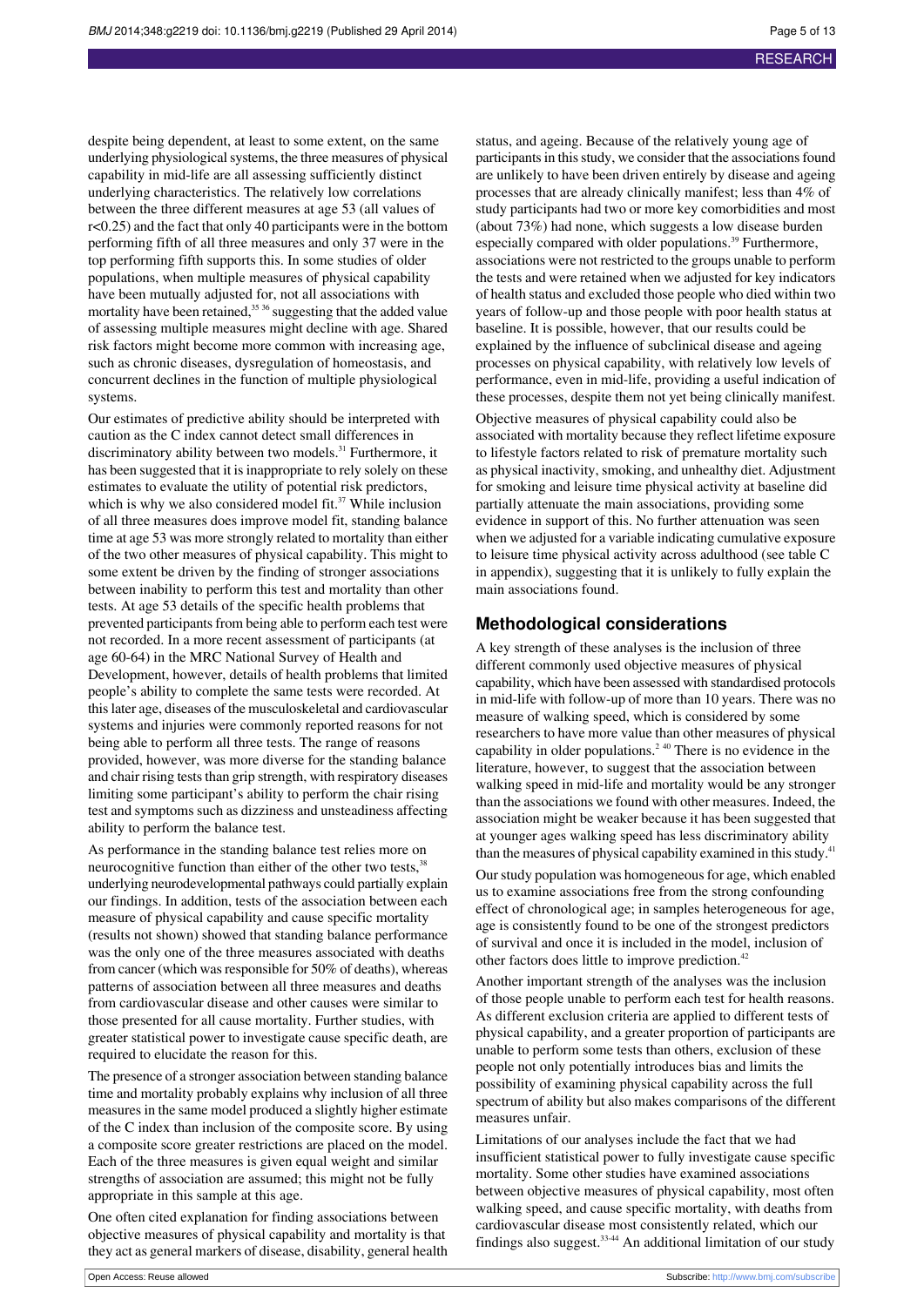despite being dependent, at least to some extent, on the same underlying physiological systems, the three measures of physical capability in mid-life are all assessing sufficiently distinct underlying characteristics. The relatively low correlations between the three different measures at age 53 (all values of $r<0.25$) and the fact that only 40 participants were in the bottom performing fifth of all three measures and only 37 were in the top performing fifth supports this. In some studies of older populations, when multiple measures of physical capability have been mutually adjusted for, not all associations with mortality have been retained,[35 36] suggesting that the added value of assessing multiple measures might decline with age. Shared risk factors might become more common with increasing age, such as chronic diseases, dysregulation of homeostasis, and concurrent declines in the function of multiple physiological systems.

Our estimates of predictive ability should be interpreted with caution as the C index cannot detect small differences in discriminatory ability between two models.[31] Furthermore, it has been suggested that it is inappropriate to rely solely on these estimates to evaluate the utility of potential risk predictors, which is why we also considered model fit.[37] While inclusion of all three measures does improve model fit, standing balance time at age 53 was more strongly related to mortality than either of the two other measures of physical capability. This might to some extent be driven by the finding of stronger associations between inability to perform this test and mortality than other tests. At age 53 details of the specific health problems that prevented participants from being able to perform each test were not recorded. In a more recent assessment of participants (at age 60-64) in the MRC National Survey of Health and Development, however, details of health problems that limited people's ability to complete the same tests were recorded. At this later age, diseases of the musculoskeletal and cardiovascular systems and injuries were commonly reported reasons for not being able to perform all three tests. The range of reasons provided, however, was more diverse for the standing balance and chair rising tests than grip strength, with respiratory diseases limiting some participant's ability to perform the chair rising test and symptoms such as dizziness and unsteadiness affecting ability to perform the balance test.

As performance in the standing balance test relies more on neurocognitive function than either of the other two tests,[38] underlying neurodevelopmental pathways could partially explain our findings. In addition, tests of the association between each measure of physical capability and cause specific mortality (results not shown) showed that standing balance performance was the only one of the three measures associated with deaths from cancer (which was responsible for 50% of deaths), whereas patterns of association between all three measures and deaths from cardiovascular disease and other causes were similar to those presented for all cause mortality. Further studies, with greater statistical power to investigate cause specific death, are required to elucidate the reason for this.

The presence of a stronger association between standing balance time and mortality probably explains why inclusion of all three measures in the same model produced a slightly higher estimate of the C index than inclusion of the composite score. By using a composite score greater restrictions are placed on the model. Each of the three measures is given equal weight and similar strengths of association are assumed; this might not be fully appropriate in this sample at this age.

One often cited explanation for finding associations between objective measures of physical capability and mortality is that they act as general markers of disease, disability, general health status, and ageing. Because of the relatively young age of participants in this study, we consider that the associations found are unlikely to have been driven entirely by disease and ageing processes that are already clinically manifest; less than 4% of study participants had two or more key comorbidities and most (about 73%) had none, which suggests a low disease burden especially compared with older populations.[39] Furthermore, associations were not restricted to the groups unable to perform the tests and were retained when we adjusted for key indicators of health status and excluded those people who died within two years of follow-up and those people with poor health status at baseline. It is possible, however, that our results could be explained by the influence of subclinical disease and ageing processes on physical capability, with relatively low levels of performance, even in mid-life, providing a useful indication of these processes, despite them not yet being clinically manifest.

Objective measures of physical capability could also be associated with mortality because they reflect lifetime exposure to lifestyle factors related to risk of premature mortality such as physical inactivity, smoking, and unhealthy diet. Adjustment for smoking and leisure time physical activity at baseline did partially attenuate the main associations, providing some evidence in support of this. No further attenuation was seen when we adjusted for a variable indicating cumulative exposure to leisure time physical activity across adulthood (see table C in appendix), suggesting that it is unlikely to fully explain the main associations found.

## Methodological considerations

A key strength of these analyses is the inclusion of three different commonly used objective measures of physical capability, which have been assessed with standardised protocols in mid-life with follow-up of more than 10 years. There was no measure of walking speed, which is considered by some researchers to have more value than other measures of physical capability in older populations.[2 40] There is no evidence in the literature, however, to suggest that the association between walking speed in mid-life and mortality would be any stronger than the associations we found with other measures. Indeed, the association might be weaker because it has been suggested that at younger ages walking speed has less discriminatory ability than the measures of physical capability examined in this study.[41]

Our study population was homogeneous for age, which enabled us to examine associations free from the strong confounding effect of chronological age; in samples heterogeneous for age, age is consistently found to be one of the strongest predictors of survival and once it is included in the model, inclusion of other factors does little to improve prediction.[42]

Another important strength of the analyses was the inclusion of those people unable to perform each test for health reasons. As different exclusion criteria are applied to different tests of physical capability, and a greater proportion of participants are unable to perform some tests than others, exclusion of these people not only potentially introduces bias and limits the possibility of examining physical capability across the full spectrum of ability but also makes comparisons of the different measures unfair.

Limitations of our analyses include the fact that we had insufficient statistical power to fully investigate cause specific mortality. Some other studies have examined associations between objective measures of physical capability, most often walking speed, and cause specific mortality, with deaths from cardiovascular disease most consistently related, which our findings also suggest.[33-44] An additional limitation of our study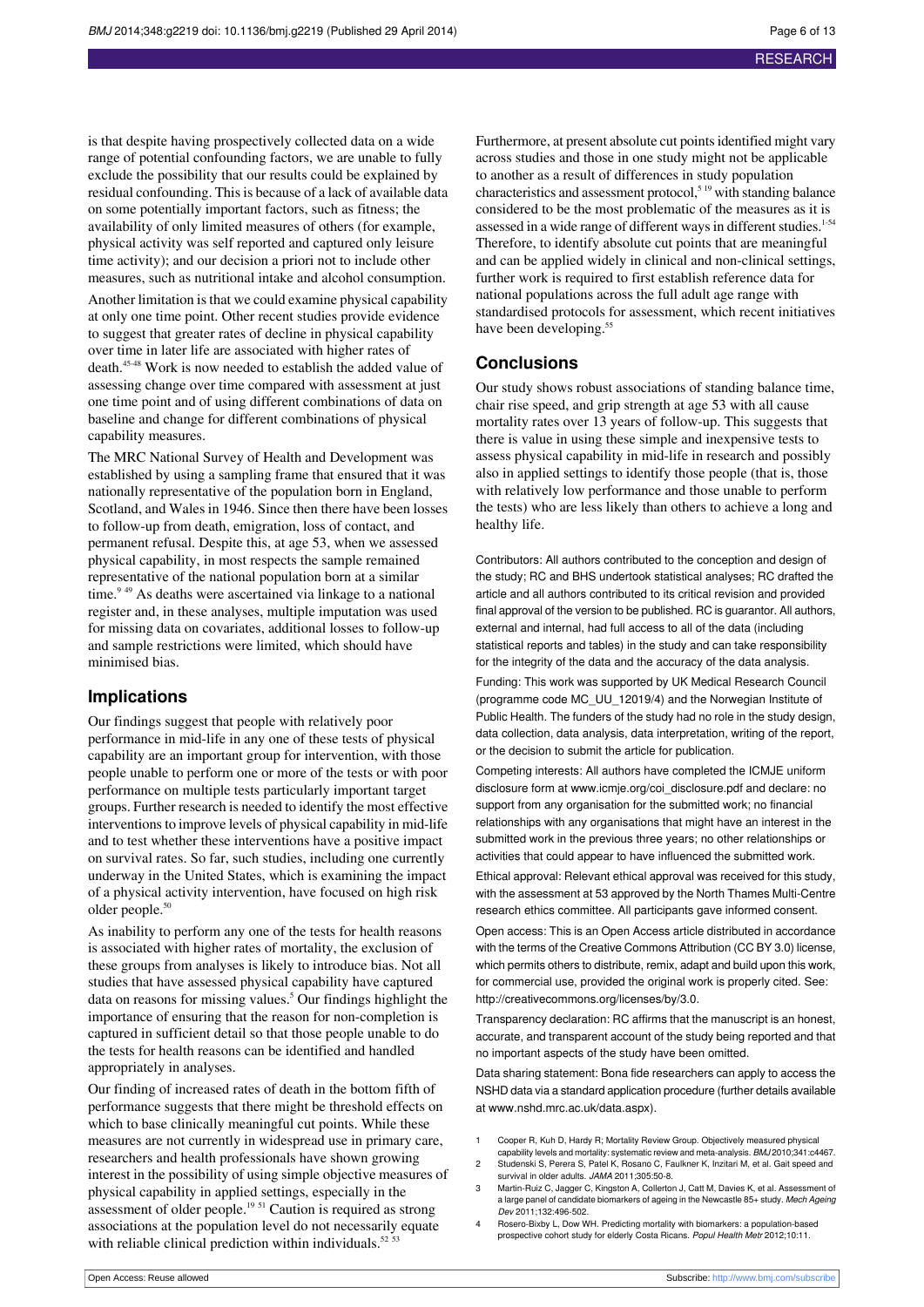is that despite having prospectively collected data on a wide range of potential confounding factors, we are unable to fully exclude the possibility that our results could be explained by residual confounding. This is because of a lack of available data on some potentially important factors, such as fitness; the availability of only limited measures of others (for example, physical activity was self reported and captured only leisure time activity); and our decision a priori not to include other measures, such as nutritional intake and alcohol consumption.

Another limitation is that we could examine physical capability at only one time point. Other recent studies provide evidence to suggest that greater rates of decline in physical capability over time in later life are associated with higher rates of death.[45-48] Work is now needed to establish the added value of assessing change over time compared with assessment at just one time point and of using different combinations of data on baseline and change for different combinations of physical capability measures.

The MRC National Survey of Health and Development was established by using a sampling frame that ensured that it was nationally representative of the population born in England, Scotland, and Wales in 1946. Since then there have been losses to follow-up from death, emigration, loss of contact, and permanent refusal. Despite this, at age 53, when we assessed physical capability, in most respects the sample remained representative of the national population born at a similar time.[9 49] As deaths were ascertained via linkage to a national register and, in these analyses, multiple imputation was used for missing data on covariates, additional losses to follow-up and sample restrictions were limited, which should have minimised bias.

## Implications

Our findings suggest that people with relatively poor performance in mid-life in any one of these tests of physical capability are an important group for intervention, with those people unable to perform one or more of the tests or with poor performance on multiple tests particularly important target groups. Further research is needed to identify the most effective interventions to improve levels of physical capability in mid-life and to test whether these interventions have a positive impact on survival rates. So far, such studies, including one currently underway in the United States, which is examining the impact of a physical activity intervention, have focused on high risk older people.[50]

As inability to perform any one of the tests for health reasons is associated with higher rates of mortality, the exclusion of these groups from analyses is likely to introduce bias. Not all studies that have assessed physical capability have captured data on reasons for missing values.[5] Our findings highlight the importance of ensuring that the reason for non-completion is captured in sufficient detail so that those people unable to do the tests for health reasons can be identified and handled appropriately in analyses.

Our finding of increased rates of death in the bottom fifth of performance suggests that there might be threshold effects on which to base clinically meaningful cut points. While these measures are not currently in widespread use in primary care, researchers and health professionals have shown growing interest in the possibility of using simple objective measures of physical capability in applied settings, especially in the assessment of older people.[19 51] Caution is required as strong associations at the population level do not necessarily equate with reliable clinical prediction within individuals.[52 53]

Furthermore, at present absolute cut points identified might vary across studies and those in one study might not be applicable to another as a result of differences in study population characteristics and assessment protocol,[5 19] with standing balance considered to be the most problematic of the measures as it is assessed in a wide range of different ways in different studies.[1-54] Therefore, to identify absolute cut points that are meaningful and can be applied widely in clinical and non-clinical settings, further work is required to first establish reference data for national populations across the full adult age range with standardised protocols for assessment, which recent initiatives have been developing.[55]

## Conclusions

Our study shows robust associations of standing balance time, chair rise speed, and grip strength at age 53 with all cause mortality rates over 13 years of follow-up. This suggests that there is value in using these simple and inexpensive tests to assess physical capability in mid-life in research and possibly also in applied settings to identify those people (that is, those with relatively low performance and those unable to perform the tests) who are less likely than others to achieve a long and healthy life.

Contributors: All authors contributed to the conception and design of the study; RC and BHS undertook statistical analyses; RC drafted the article and all authors contributed to its critical revision and provided final approval of the version to be published. RC is guarantor. All authors, external and internal, had full access to all of the data (including statistical reports and tables) in the study and can take responsibility for the integrity of the data and the accuracy of the data analysis.

Funding: This work was supported by UK Medical Research Council (programme code MC_UU_12019/4) and the Norwegian Institute of Public Health. The funders of the study had no role in the study design, data collection, data analysis, data interpretation, writing of the report, or the decision to submit the article for publication.

Competing interests: All authors have completed the ICMJE uniform disclosure form at www.icmje.org/coi_disclosure.pdf and declare: no support from any organisation for the submitted work; no financial relationships with any organisations that might have an interest in the submitted work in the previous three years; no other relationships or activities that could appear to have influenced the submitted work.

Ethical approval: Relevant ethical approval was received for this study, with the assessment at 53 approved by the North Thames Multi-Centre research ethics committee. All participants gave informed consent.

Open access: This is an Open Access article distributed in accordance with the terms of the Creative Commons Attribution (CC BY 3.0) license, which permits others to distribute, remix, adapt and build upon this work, for commercial use, provided the original work is properly cited. See: http://creativecommons.org/licenses/by/3.0.

Transparency declaration: RC affirms that the manuscript is an honest, accurate, and transparent account of the study being reported and that no important aspects of the study have been omitted.

Data sharing statement: Bona fide researchers can apply to access the NSHD data via a standard application procedure (further details available at www.nshd.mrc.ac.uk/data.aspx).

1. Cooper R, Kuh D, Hardy R; Mortality Review Group. Objectively measured physical capability levels and mortality: systematic review and meta-analysis. *BMJ* 2010;341:c4467.
2. Studenski S, Perera S, Patel K, Rosano C, Faulkner K, Inzitari M, et al. Gait speed and survival in older adults. *JAMA* 2011;305:50-8.
3. Martin-Ruiz C, Jagger C, Kingston A, Collerton J, Catt M, Davies K, et al. Assessment of a large panel of candidate biomarkers of ageing in the Newcastle 85+ study. *Mech Ageing Dev* 2011;132:496-502.
4. Rosero-Bixby L, Dow WH. Predicting mortality with biomarkers: a population-based prospective cohort study for elderly Costa Ricans. *Popul Health Metr* 2012;10:11.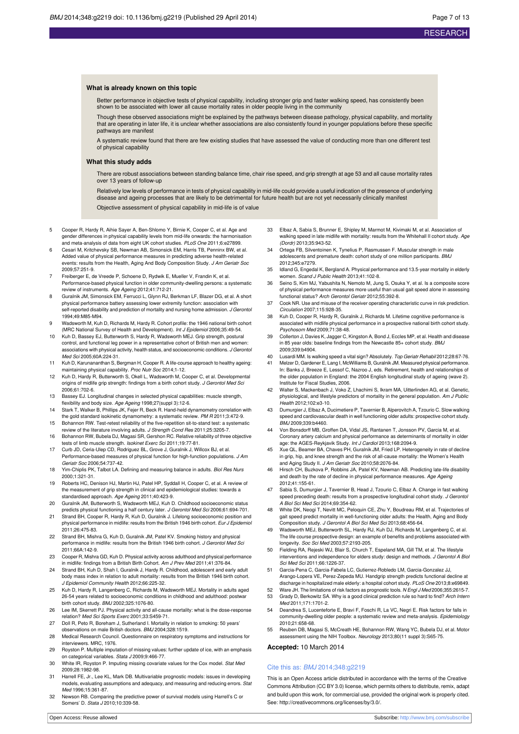## What is already known on this topic

Better performance in objective tests of physical capability, including stronger grip and faster walking speed, has consistently been shown to be associated with lower all cause mortality rates in older people living in the community

Though these observed associations might be explained by the pathways between disease pathology, physical capability, and mortality that are operating in later life, it is unclear whether associations are also consistently found in younger populations before these specific pathways are manifest

A systematic review found that there are few existing studies that have assessed the value of conducting more than one different test of physical capability

## What this study adds

There are robust associations between standing balance time, chair rise speed, and grip strength at age 53 and all cause mortality rates over 13 years of follow-up

Relatively low levels of performance in tests of physical capability in mid-life could provide a useful indication of the presence of underlying disease and ageing processes that are likely to be detrimental for future health but are not yet necessarily clinically manifest

Objective assessment of physical capability in mid-life is of value

5 Cooper R, Hardy R, Aihie Sayer A, Ben-Shlomo Y, Birnie K, Cooper C, et al. Age and gender differences in physical capability levels from mid-life onwards: the harmonisation and meta-analysis of data from eight UK cohort studies. *PLoS One* 2011;6:e27899.

6 Cesari M, Kritchevsky SB, Newman AB, Simonsick EM, Harris TB, Penninx BW, et al. Added value of physical performance measures in predicting adverse health-related events: results from the Health, Aging And Body Composition Study. *J Am Geriatr Soc* 2009;57:251-9.

7 Freiberger E, de Vreede P, Schoene D, Rydwik E, Mueller V, Frandin K, et al. Performance-based physical function in older community-dwelling persons: a systematic review of instruments. *Age Ageing* 2012;41:712-21.

8 Guralnik JM, Simonsick EM, Ferrucci L, Glynn RJ, Berkman LF, Blazer DG, et al. A short physical performance battery assessing lower extremity function: association with self-reported disability and prediction of mortality and nursing home admission. *J Gerontol* 1994;49:M85-M94.

9 Wadsworth M, Kuh D, Richards M, Hardy R. Cohort profile: the 1946 national birth cohort (MRC National Survey of Health and Development). *Int J Epidemiol* 2006;35:49-54.

10 Kuh D, Bassey EJ, Butterworth S, Hardy R, Wadsworth MEJ. Grip strength, postural control, and functional leg power in a representative cohort of British men and women: associations with physical activity, health status, and socioeconomic conditions. *J Gerontol Med Sci* 2005;60A:224-31.

11 Kuh D, Karunananthan S, Bergman H, Cooper R. A life-course approach to healthy ageing: maintaining physical capability. *Proc Nutr Soc* 2014;1-12.

12 Kuh D, Hardy R, Butterworth S, Okell L, Wadsworth M, Cooper C, et al. Developmental origins of midlife grip strength: findings from a birth cohort study. *J Gerontol Med Sci* 2006;61:702-6.

13 Bassey EJ. Longitudinal changes in selected physical capabilities: muscle strength, flexibility and body size. *Age Ageing* 1998;27(suppl 3):12-6.

14 Stark T, Walker B, Phillips JK, Fejer R, Beck R. Hand-held dynamometry correlation with the gold standard isokinetic dynamometry: a systematic review. *PM R* 2011;3:472-9.

15 Bohannon RW. Test-retest reliability of the five-repetition sit-to-stand test: a systematic review of the literature involving adults. *J Strength Cond Res* 2011;25:3205-7.

16 Bohannon RW, Bubela DJ, Magasi SR, Gershon RC. Relative reliability of three objective tests of limb muscle strength. *Isokinet Exerc Sci* 2011;19:77-81.

17 Curb JD, Ceria-Ulep CD, Rodriguez BL, Grove J, Guralnik J, Willcox BJ, et al. Performance-based measures of physical function for high-function populations. *J Am Geriatr Soc* 2006;54:737-42.

18 Yim-Chiplis PK, Talbot LA. Defining and measuring balance in adults. *Biol Res Nurs* 2000;1:321-31.

19 Roberts HC, Denison HJ, Martin HJ, Patel HP, Syddall H, Cooper C, et al. A review of the measurement of grip strength in clinical and epidemiological studies: towards a standardised approach. *Age Ageing* 2011;40:423-9.

20 Guralnik JM, Butterworth S, Wadsworth MEJ, Kuh D. Childhood socioeconomic status predicts physical functioning a half century later. *J Gerontol Med Sci* 2006;61:694-701.

21 Strand BH, Cooper R, Hardy R, Kuh D, Guralnik J. Lifelong socioeconomic position and physical performance in midlife: results from the British 1946 birth cohort. *Eur J Epidemiol* 2011;26:475-83.

22 Strand BH, Mishra G, Kuh D, Guralnik JM, Patel KV. Smoking history and physical performance in midlife: results from the British 1946 birth cohort. *J Gerontol Med Sci* 2011;66A:142-9.

23 Cooper R, Mishra GD, Kuh D. Physical activity across adulthood and physical performance in midlife: findings from a British Birth Cohort. *Am J Prev Med* 2011;41:376-84.

24 Strand BH, Kuh D, Shah I, Guralnik J, Hardy R. Childhood, adolescent and early adult body mass index in relation to adult mortality: results from the British 1946 birth cohort. *J Epidemiol Community Health* 2012;66:225-32.

25 Kuh D, Hardy R, Langenberg C, Richards M, Wadsworth MEJ. Mortality in adults aged 26-54 years related to socioeconomic conditions in childhood and adulthood: postwar birth cohort study. *BMJ* 2002;325:1076-80.

26 Lee IM, Skerrett PJ. Physical activity and all-cause mortality: what is the dose-response relation? *Med Sci Sports Exerc* 2001;33:S459-71.

27 Doll R, Peto R, Boreham J, Sutherland I. Mortality in relation to smoking: 50 years' observations on male British doctors. *BMJ* 2004;328:1519.

28 Medical Research Council. Questionnaire on respiratory symptoms and instructions for interviewers. MRC, 1976.

29 Royston P. Multiple imputation of missing values: further update of ice, with an emphasis on categorical variables. *Stata J* 2009;9:466-77.

30 White IR, Royston P. Imputing missing covariate values for the Cox model. *Stat Med* 2009;28:1982-98.

31 Harrell FE, Jr., Lee KL, Mark DB. Multivariable prognostic models: issues in developing models, evaluating assumptions and adequacy, and measuring and reducing errors. *Stat Med* 1996;15:361-87.

32 Newson RB. Comparing the predictive power of survival models using Harrell's C or Somers' D. *Stata J* 2010;10:339-58.

33 Elbaz A, Sabia S, Brunner E, Shipley M, Marmot M, Kivimaki M, et al. Association of walking speed in late midlife with mortality: results from the Whitehall II cohort study. *Age (Dordr)* 2013;35:943-52.

34 Ortega FB, Silventoinen K, Tynelius P, Rasmussen F. Muscular strength in male adolescents and premature death: cohort study of one million participants. *BMJ* 2012;345:e7279.

35 Idland G, Engedal K, Bergland A. Physical performance and 13.5-year mortality in elderly women. *Scand J Public Health* 2013;41:102-8.

36 Seino S, Kim MJ, Yabushita N, Nemoto M, Jung S, Osuka Y, et al. Is a composite score of physical performance measures more useful than usual gait speed alone in assessing functional status? *Arch Gerontol Geriatr* 2012;55:392-8.

37 Cook NR. Use and misuse of the receiver operating characteristic curve in risk prediction. *Circulation* 2007;115:928-35.

38 Kuh D, Cooper R, Hardy R, Guralnik J, Richards M. Lifetime cognitive performance is associated with midlife physical performance in a prospective national birth cohort study. *Psychosom Med* 2009;71:38-48.

39 Collerton J, Davies K, Jagger C, Kingston A, Bond J, Eccles MP, et al. Health and disease in 85 year olds: baseline findings from the Newcastle 85+ cohort study. *BMJ* 2009;339:b4904.

40 Lusardi MM. Is walking speed a vital sign? Absolutely. *Top Geriatr Rehabil* 2012;28:67-76.

41 Melzer D, Gardener E, Lang I, McWilliams B, Guralnik JM. Measured physical performance. In: Banks J, Breeze E, Lessof C, Nazroo J, eds. Retirement, health and relationships of the older population in England: the 2004 English longitudinal study of ageing (wave 2). Institute for Fiscal Studies, 2006.

42 Walter S, Mackenbach J, Voko Z, Lhachimi S, Ikram MA, Uitterlinden AG, et al. Genetic, physiological, and lifestyle predictors of mortality in the general population. *Am J Public Health* 2012;102:e3-10.

43 Dumurgier J, Elbaz A, Ducimetiere P, Tavernier B, Alperovitch A, Tzourio C. Slow walking speed and cardiovascular death in well functioning older adults: prospective cohort study. *BMJ* 2009;339:b4460.

44 Von Bonsdorff MB, Groffen DA, Vidal JS, Rantanen T, Jonsson PV, Garcia M, et al. Coronary artery calcium and physical performance as determinants of mortality in older age: the AGES-Reykjavik Study. *Int J Cardiol* 2013;168:2094-9.

45 Xue QL, Beamer BA, Chaves PH, Guralnik JM, Fried LP. Heterogeneity in rate of decline in grip, hip, and knee strength and the risk of all-cause mortality: the Women's Health and Aging Study II. *J Am Geriatr Soc* 2010;58:2076-84.

46 Hirsch CH, Buzkova P, Robbins JA, Patel KV, Newman AB. Predicting late-life disability and death by the rate of decline in physical performance measures. *Age Ageing* 2012;41:155-61.

47 Sabia S, Dumurgier J, Tavernier B, Head J, Tzourio C, Elbaz A. Change in fast walking speed preceding death: results from a prospective longitudinal cohort study. *J Gerontol A Biol Sci Med Sci* 2014;69:354-62.

48 White DK, Neogi T, Nevitt MC, Peloquin CE, Zhu Y, Boudreau RM, et al. Trajectories of gait speed predict mortality in well-functioning older adults: the Health, Aging and Body Composition study. *J Gerontol A Biol Sci Med Sci* 2013;68:456-64.

49 Wadsworth MEJ, Butterworth SL, Hardy RJ, Kuh DJ, Richards M, Langenberg C, et al. The life course prospective design: an example of benefits and problems associated with longevity. *Soc Sci Med* 2003;57:2193-205.

50 Fielding RA, Rejeski WJ, Blair S, Church T, Espeland MA, Gill TM, et al. The lifestyle interventions and independence for elders study: design and methods. *J Gerontol A Biol Sci Med Sci* 2011;66:1226-37.

51 Garcia-Pena C, Garcia-Fabela LC, Gutierrez-Robledo LM, Garcia-Gonzalez JJ, Arango-Lopera VE, Perez-Zepeda MU. Handgrip strength predicts functional decline at discharge in hospitalized male elderly: a hospital cohort study. *PLoS One* 2013;8:e69849.

52 Ware JH. The limitations of risk factors as prognostic tools. *N Engl J Med* 2006;355:2615-7.

53 Grady D, Berkowitz SA. Why is a good clinical prediction rule so hard to find? *Arch Intern Med* 2011;171:1701-2.

54 Deandrea S, Lucenteforte E, Bravi F, Foschi R, La VC, Negri E. Risk factors for falls in community-dwelling older people: a systematic review and meta-analysis. *Epidemiology* 2010;21:658-68.

55 Reuben DB, Magasi S, McCreath HE, Bohannon RW, Wang YC, Bubela DJ, et al. Motor assessment using the NIH Toolbox. *Neurology* 2013;80(11 suppl 3):S65-75.

**Accepted:** 10 March 2014

Cite this as: *BMJ* 2014;348:g2219

This is an Open Access article distributed in accordance with the terms of the Creative Commons Attribution (CC BY 3.0) license, which permits others to distribute, remix, adapt and build upon this work, for commercial use, provided the original work is properly cited. See: http://creativecommons.org/licenses/by/3.0/.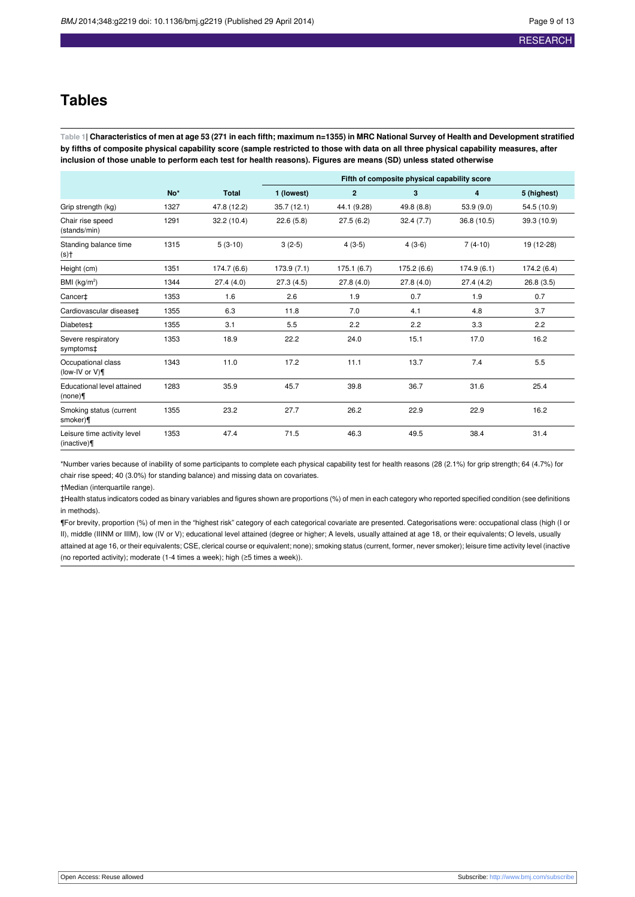# Tables

**Table 1| Characteristics of men at age 53 (271 in each fifth; maximum n=1355) in MRC National Survey of Health and Development stratified by fifths of composite physical capability score (sample restricted to those with data on all three physical capability measures, after inclusion of those unable to perform each test for health reasons). Figures are means (SD) unless stated otherwise**

| | No* | Total | Fifth of composite physical capability score | | | | |
|---|---|---|---|---|---|---|---|
| | | | 1 (lowest) | 2 | 3 | 4 | 5 (highest) |
| Grip strength (kg) | 1327 | 47.8 (12.2) | 35.7 (12.1) | 44.1 (9.28) | 49.8 (8.8) | 53.9 (9.0) | 54.5 (10.9) |
| Chair rise speed (stands/min) | 1291 | 32.2 (10.4) | 22.6 (5.8) | 27.5 (6.2) | 32.4 (7.7) | 36.8 (10.5) | 39.3 (10.9) |
| Standing balance time (s)† | 1315 | 5 (3-10) | 3 (2-5) | 4 (3-5) | 4 (3-6) | 7 (4-10) | 19 (12-28) |
| Height (cm) | 1351 | 174.7 (6.6) | 173.9 (7.1) | 175.1 (6.7) | 175.2 (6.6) | 174.9 (6.1) | 174.2 (6.4) |
| BMI ($kg/m^2$) | 1344 | 27.4 (4.0) | 27.3 (4.5) | 27.8 (4.0) | 27.8 (4.0) | 27.4 (4.2) | 26.8 (3.5) |
| Cancer‡ | 1353 | 1.6 | 2.6 | 1.9 | 0.7 | 1.9 | 0.7 |
| Cardiovascular disease‡ | 1355 | 6.3 | 11.8 | 7.0 | 4.1 | 4.8 | 3.7 |
| Diabetes‡ | 1355 | 3.1 | 5.5 | 2.2 | 2.2 | 3.3 | 2.2 |
| Severe respiratory symptoms‡ | 1353 | 18.9 | 22.2 | 24.0 | 15.1 | 17.0 | 16.2 |
| Occupational class (low-IV or V)¶ | 1343 | 11.0 | 17.2 | 11.1 | 13.7 | 7.4 | 5.5 |
| Educational level attained (none)¶ | 1283 | 35.9 | 45.7 | 39.8 | 36.7 | 31.6 | 25.4 |
| Smoking status (current smoker)¶ | 1355 | 23.2 | 27.7 | 26.2 | 22.9 | 22.9 | 16.2 |
| Leisure time activity level (inactive)¶ | 1353 | 47.4 | 71.5 | 46.3 | 49.5 | 38.4 | 31.4 |

*Number varies because of inability of some participants to complete each physical capability test for health reasons (28 (2.1%) for grip strength; 64 (4.7%) for chair rise speed; 40 (3.0%) for standing balance) and missing data on covariates.

†Median (interquartile range).

‡Health status indicators coded as binary variables and figures shown are proportions (%) of men in each category who reported specified condition (see definitions in methods).

¶For brevity, proportion (%) of men in the "highest risk" category of each categorical covariate are presented. Categorisations were: occupational class (high (I or II), middle (IIINM or IIIM), low (IV or V); educational level attained (degree or higher; A levels, usually attained at age 18, or their equivalents; O levels, usually attained at age 16, or their equivalents; CSE, clerical course or equivalent; none); smoking status (current, former, never smoker); leisure time activity level (inactive (no reported activity); moderate (1-4 times a week); high (≥5 times a week)).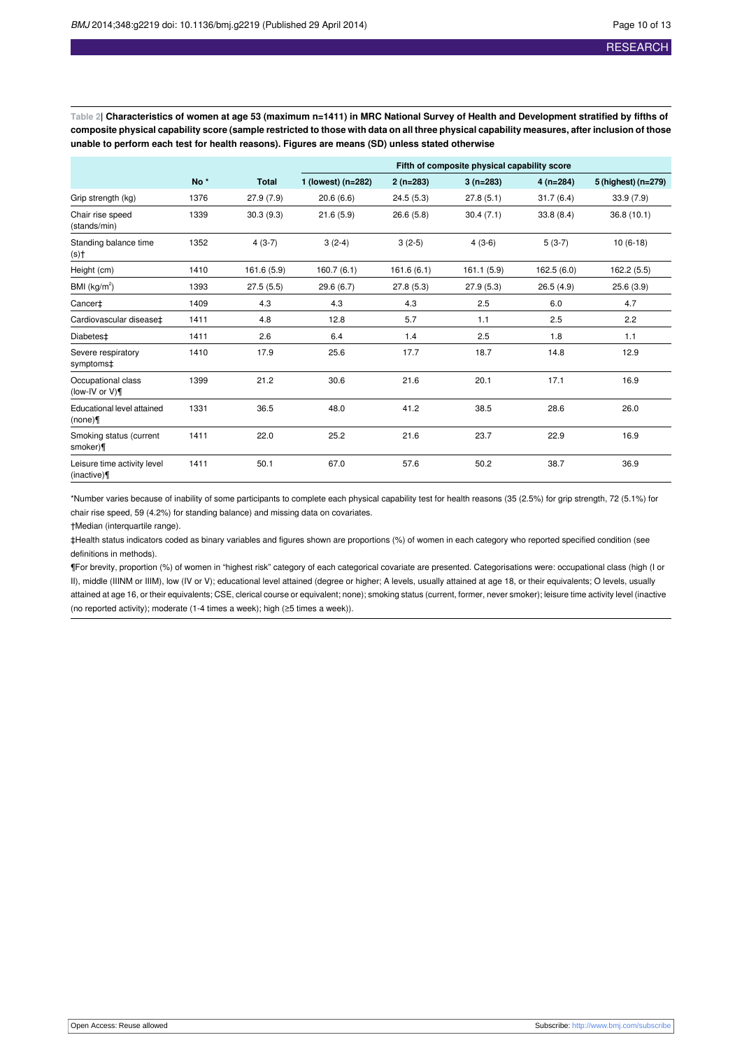**Table 2| Characteristics of women at age 53 (maximum n=1411) in MRC National Survey of Health and Development stratified by fifths of composite physical capability score (sample restricted to those with data on all three physical capability measures, after inclusion of those unable to perform each test for health reasons). Figures are means (SD) unless stated otherwise**

| | No* | Total | Fifth of composite physical capability score | | | | |
|---|---|---|---|---|---|---|---|
| | | | 1 (lowest) (n=282) | 2 (n=283) | 3 (n=283) | 4 (n=284) | 5 (highest) (n=279) |
| Grip strength (kg) | 1376 | 27.9 (7.9) | 20.6 (6.6) | 24.5 (5.3) | 27.8 (5.1) | 31.7 (6.4) | 33.9 (7.9) |
| Chair rise speed (stands/min) | 1339 | 30.3 (9.3) | 21.6 (5.9) | 26.6 (5.8) | 30.4 (7.1) | 33.8 (8.4) | 36.8 (10.1) |
| Standing balance time (s)† | 1352 | 4 (3-7) | 3 (2-4) | 3 (2-5) | 4 (3-6) | 5 (3-7) | 10 (6-18) |
| Height (cm) | 1410 | 161.6 (5.9) | 160.7 (6.1) | 161.6 (6.1) | 161.1 (5.9) | 162.5 (6.0) | 162.2 (5.5) |
| BMI (kg/m$^2$) | 1393 | 27.5 (5.5) | 29.6 (6.7) | 27.8 (5.3) | 27.9 (5.3) | 26.5 (4.9) | 25.6 (3.9) |
| Cancer‡ | 1409 | 4.3 | 4.3 | 4.3 | 2.5 | 6.0 | 4.7 |
| Cardiovascular disease‡ | 1411 | 4.8 | 12.8 | 5.7 | 1.1 | 2.5 | 2.2 |
| Diabetes‡ | 1411 | 2.6 | 6.4 | 1.4 | 2.5 | 1.8 | 1.1 |
| Severe respiratory symptoms‡ | 1410 | 17.9 | 25.6 | 17.7 | 18.7 | 14.8 | 12.9 |
| Occupational class (low-IV or V)¶ | 1399 | 21.2 | 30.6 | 21.6 | 20.1 | 17.1 | 16.9 |
| Educational level attained (none)¶ | 1331 | 36.5 | 48.0 | 41.2 | 38.5 | 28.6 | 26.0 |
| Smoking status (current smoker)¶ | 1411 | 22.0 | 25.2 | 21.6 | 23.7 | 22.9 | 16.9 |
| Leisure time activity level (inactive)¶ | 1411 | 50.1 | 67.0 | 57.6 | 50.2 | 38.7 | 36.9 |

*Number varies because of inability of some participants to complete each physical capability test for health reasons (35 (2.5%) for grip strength, 72 (5.1%) for chair rise speed, 59 (4.2%) for standing balance) and missing data on covariates.

†Median (interquartile range).

‡Health status indicators coded as binary variables and figures shown are proportions (%) of women in each category who reported specified condition (see definitions in methods).

¶For brevity, proportion (%) of women in "highest risk" category of each categorical covariate are presented. Categorisations were: occupational class (high (I or II), middle (IIINM or IIIM), low (IV or V); educational level attained (degree or higher; A levels, usually attained at age 18, or their equivalents; O levels, usually attained at age 16, or their equivalents; CSE, clerical course or equivalent; none); smoking status (current, former, never smoker); leisure time activity level (inactive (no reported activity); moderate (1-4 times a week); high (≥5 times a week)).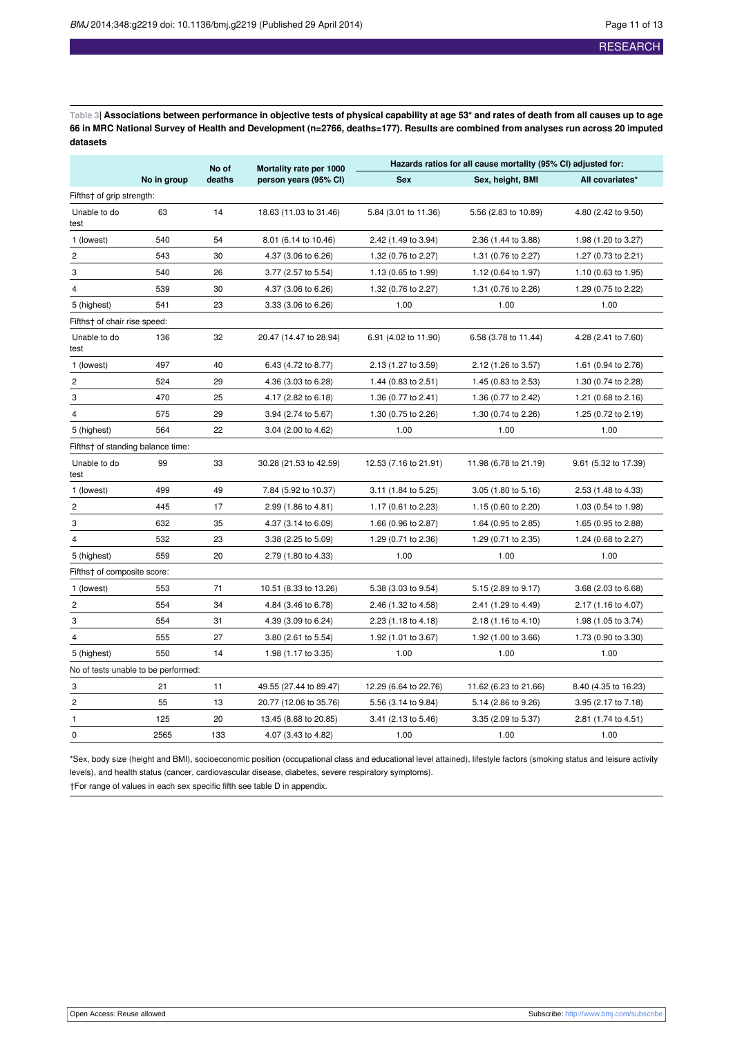**Table 3| Associations between performance in objective tests of physical capability at age 53* and rates of death from all causes up to age 66 in MRC National Survey of Health and Development (n=2766, deaths=177). Results are combined from analyses run across 20 imputed datasets**

| | No in group | No of deaths | Mortality rate per 1000 person years (95% CI) | Hazards ratios for all cause mortality (95% CI) adjusted for: | | |
|---|---|---|---|---|---|---|
| | | | | Sex | Sex, height, BMI | All covariates* |
| Fifths† of grip strength: | | | | | | |
| Unable to do test | 63 | 14 | 18.63 (11.03 to 31.46) | 5.84 (3.01 to 11.36) | 5.56 (2.83 to 10.89) | 4.80 (2.42 to 9.50) |
| 1 (lowest) | 540 | 54 | 8.01 (6.14 to 10.46) | 2.42 (1.49 to 3.94) | 2.36 (1.44 to 3.88) | 1.98 (1.20 to 3.27) |
| 2 | 543 | 30 | 4.37 (3.06 to 6.26) | 1.32 (0.76 to 2.27) | 1.31 (0.76 to 2.27) | 1.27 (0.73 to 2.21) |
| 3 | 540 | 26 | 3.77 (2.57 to 5.54) | 1.13 (0.65 to 1.99) | 1.12 (0.64 to 1.97) | 1.10 (0.63 to 1.95) |
| 4 | 539 | 30 | 4.37 (3.06 to 6.26) | 1.32 (0.76 to 2.27) | 1.31 (0.76 to 2.26) | 1.29 (0.75 to 2.22) |
| 5 (highest) | 541 | 23 | 3.33 (3.06 to 6.26) | 1.00 | 1.00 | 1.00 |
| Fifths† of chair rise speed: | | | | | | |
| Unable to do test | 136 | 32 | 20.47 (14.47 to 28.94) | 6.91 (4.02 to 11.90) | 6.58 (3.78 to 11.44) | 4.28 (2.41 to 7.60) |
| 1 (lowest) | 497 | 40 | 6.43 (4.72 to 8.77) | 2.13 (1.27 to 3.59) | 2.12 (1.26 to 3.57) | 1.61 (0.94 to 2.76) |
| 2 | 524 | 29 | 4.36 (3.03 to 6.28) | 1.44 (0.83 to 2.51) | 1.45 (0.83 to 2.53) | 1.30 (0.74 to 2.28) |
| 3 | 470 | 25 | 4.17 (2.82 to 6.18) | 1.36 (0.77 to 2.41) | 1.36 (0.77 to 2.42) | 1.21 (0.68 to 2.16) |
| 4 | 575 | 29 | 3.94 (2.74 to 5.67) | 1.30 (0.75 to 2.26) | 1.30 (0.74 to 2.26) | 1.25 (0.72 to 2.19) |
| 5 (highest) | 564 | 22 | 3.04 (2.00 to 4.62) | 1.00 | 1.00 | 1.00 |
| Fifths† of standing balance time: | | | | | | |
| Unable to do test | 99 | 33 | 30.28 (21.53 to 42.59) | 12.53 (7.16 to 21.91) | 11.98 (6.78 to 21.19) | 9.61 (5.32 to 17.39) |
| 1 (lowest) | 499 | 49 | 7.84 (5.92 to 10.37) | 3.11 (1.84 to 5.25) | 3.05 (1.80 to 5.16) | 2.53 (1.48 to 4.33) |
| 2 | 445 | 17 | 2.99 (1.86 to 4.81) | 1.17 (0.61 to 2.23) | 1.15 (0.60 to 2.20) | 1.03 (0.54 to 1.98) |
| 3 | 632 | 35 | 4.37 (3.14 to 6.09) | 1.66 (0.96 to 2.87) | 1.64 (0.95 to 2.85) | 1.65 (0.95 to 2.88) |
| 4 | 532 | 23 | 3.38 (2.25 to 5.09) | 1.29 (0.71 to 2.36) | 1.29 (0.71 to 2.35) | 1.24 (0.68 to 2.27) |
| 5 (highest) | 559 | 20 | 2.79 (1.80 to 4.33) | 1.00 | 1.00 | 1.00 |
| Fifths† of composite score: | | | | | | |
| 1 (lowest) | 553 | 71 | 10.51 (8.33 to 13.26) | 5.38 (3.03 to 9.54) | 5.15 (2.89 to 9.17) | 3.68 (2.03 to 6.68) |
| 2 | 554 | 34 | 4.84 (3.46 to 6.78) | 2.46 (1.32 to 4.58) | 2.41 (1.29 to 4.49) | 2.17 (1.16 to 4.07) |
| 3 | 554 | 31 | 4.39 (3.09 to 6.24) | 2.23 (1.18 to 4.18) | 2.18 (1.16 to 4.10) | 1.98 (1.05 to 3.74) |
| 4 | 555 | 27 | 3.80 (2.61 to 5.54) | 1.92 (1.01 to 3.67) | 1.92 (1.00 to 3.66) | 1.73 (0.90 to 3.30) |
| 5 (highest) | 550 | 14 | 1.98 (1.17 to 3.35) | 1.00 | 1.00 | 1.00 |
| No of tests unable to be performed: | | | | | | |
| 3 | 21 | 11 | 49.55 (27.44 to 89.47) | 12.29 (6.64 to 22.76) | 11.62 (6.23 to 21.66) | 8.40 (4.35 to 16.23) |
| 2 | 55 | 13 | 20.77 (12.06 to 35.76) | 5.56 (3.14 to 9.84) | 5.14 (2.86 to 9.26) | 3.95 (2.17 to 7.18) |
| 1 | 125 | 20 | 13.45 (8.68 to 20.85) | 3.41 (2.13 to 5.46) | 3.35 (2.09 to 5.37) | 2.81 (1.74 to 4.51) |
| 0 | 2565 | 133 | 4.07 (3.43 to 4.82) | 1.00 | 1.00 | 1.00 |

*Sex, body size (height and BMI), socioeconomic position (occupational class and educational level attained), lifestyle factors (smoking status and leisure activity levels), and health status (cancer, cardiovascular disease, diabetes, severe respiratory symptoms).

†For range of values in each sex specific fifth see table D in appendix.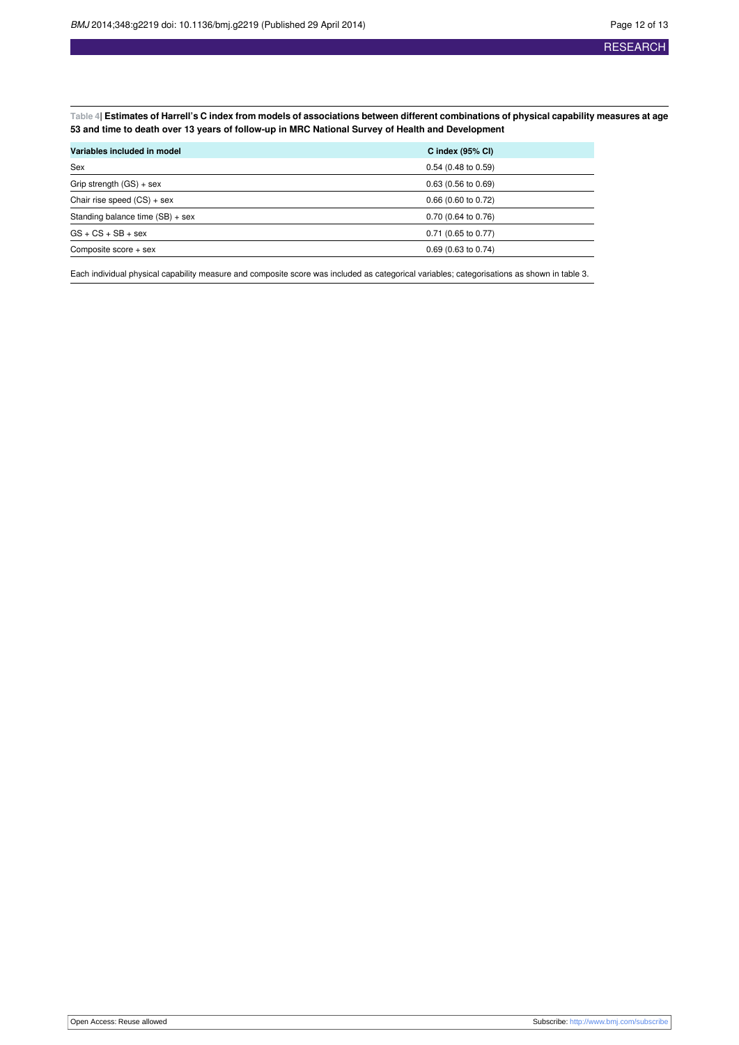**Table 4| Estimates of Harrell's C index from models of associations between different combinations of physical capability measures at age 53 and time to death over 13 years of follow-up in MRC National Survey of Health and Development**

| Variables included in model | C index (95% CI) |
|---|---|
| Sex | 0.54 (0.48 to 0.59) |
| Grip strength (GS) + sex | 0.63 (0.56 to 0.69) |
| Chair rise speed (CS) + sex | 0.66 (0.60 to 0.72) |
| Standing balance time (SB) + sex | 0.70 (0.64 to 0.76) |
| GS + CS + SB + sex | 0.71 (0.65 to 0.77) |
| Composite score + sex | 0.69 (0.63 to 0.74) |

Each individual physical capability measure and composite score was included as categorical variables; categorisations as shown in table 3.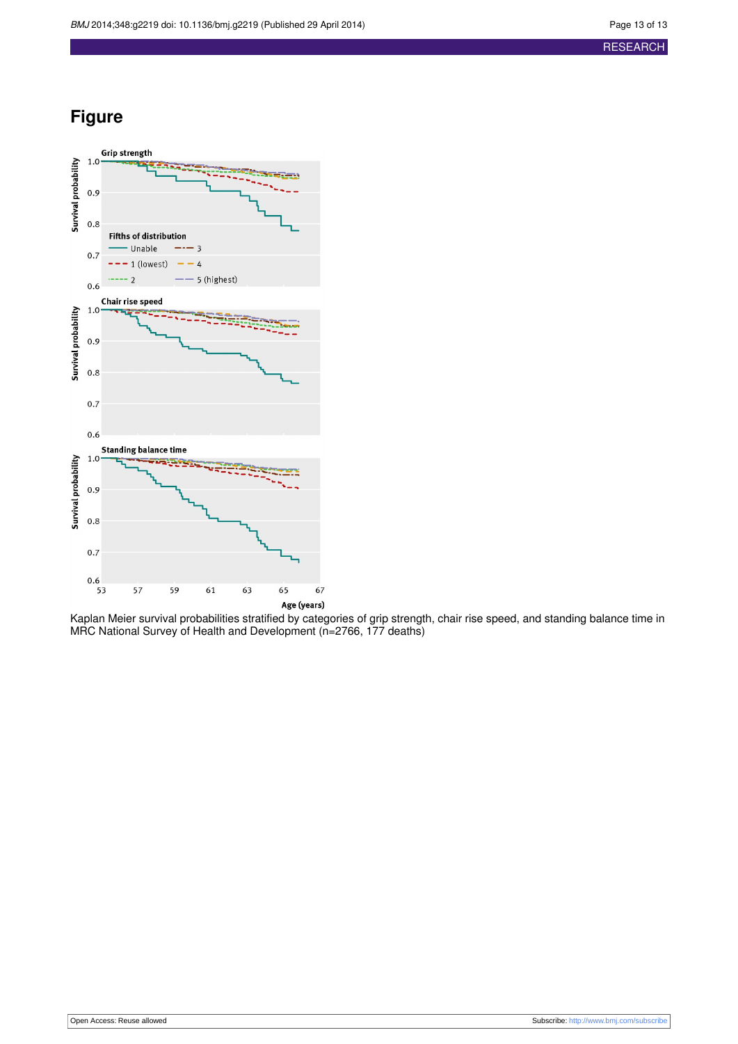# Figure

Grip strength

Survival probability

1.0

0.9

0.8

0.7

0.6

Fifths of distribution

Unable

1 (lowest)

2

3

4

5 (highest)

Chair rise speed

Survival probability

1.0

0.9

0.8

0.7

0.6

Standing balance time

Survival probability

1.0

0.9

0.8

0.7

0.6

53 57 59 61 63 65 67

Age (years)

Kaplan Meier survival probabilities stratified by categories of grip strength, chair rise speed, and standing balance time in MRC National Survey of Health and Development (n=2766, 177 deaths)